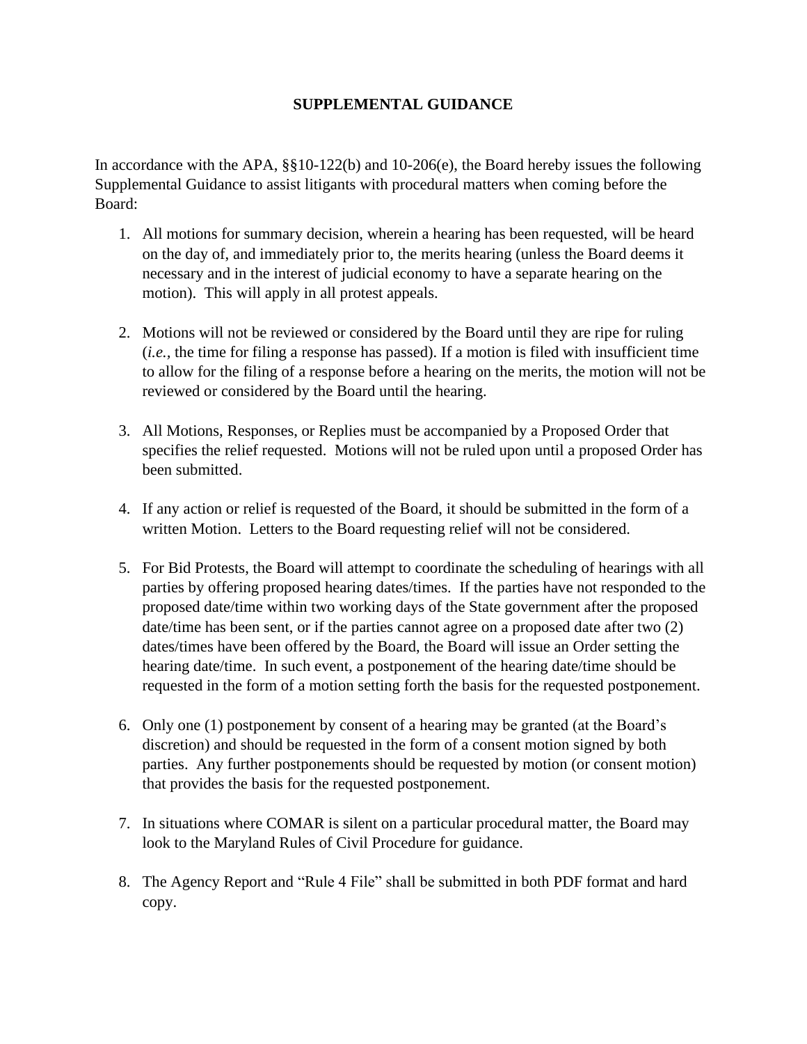# SUPPLEMENTAL GUIDANCE

In accordance with the APA, §§10-122(b) and 10-206(e), the Board hereby issues the following Supplemental Guidance to assist litigants with procedural matters when coming before the Board:

1. All motions for summary decision, wherein a hearing has been requested, will be heard on the day of, and immediately prior to, the merits hearing (unless the Board deems it necessary and in the interest of judicial economy to have a separate hearing on the motion). This will apply in all protest appeals.

2. Motions will not be reviewed or considered by the Board until they are ripe for ruling (*i.e.*, the time for filing a response has passed). If a motion is filed with insufficient time to allow for the filing of a response before a hearing on the merits, the motion will not be reviewed or considered by the Board until the hearing.

3. All Motions, Responses, or Replies must be accompanied by a Proposed Order that specifies the relief requested. Motions will not be ruled upon until a proposed Order has been submitted.

4. If any action or relief is requested of the Board, it should be submitted in the form of a written Motion. Letters to the Board requesting relief will not be considered.

5. For Bid Protests, the Board will attempt to coordinate the scheduling of hearings with all parties by offering proposed hearing dates/times. If the parties have not responded to the proposed date/time within two working days of the State government after the proposed date/time has been sent, or if the parties cannot agree on a proposed date after two (2) dates/times have been offered by the Board, the Board will issue an Order setting the hearing date/time. In such event, a postponement of the hearing date/time should be requested in the form of a motion setting forth the basis for the requested postponement.

6. Only one (1) postponement by consent of a hearing may be granted (at the Board's discretion) and should be requested in the form of a consent motion signed by both parties. Any further postponements should be requested by motion (or consent motion) that provides the basis for the requested postponement.

7. In situations where COMAR is silent on a particular procedural matter, the Board may look to the Maryland Rules of Civil Procedure for guidance.

8. The Agency Report and "Rule 4 File" shall be submitted in both PDF format and hard copy.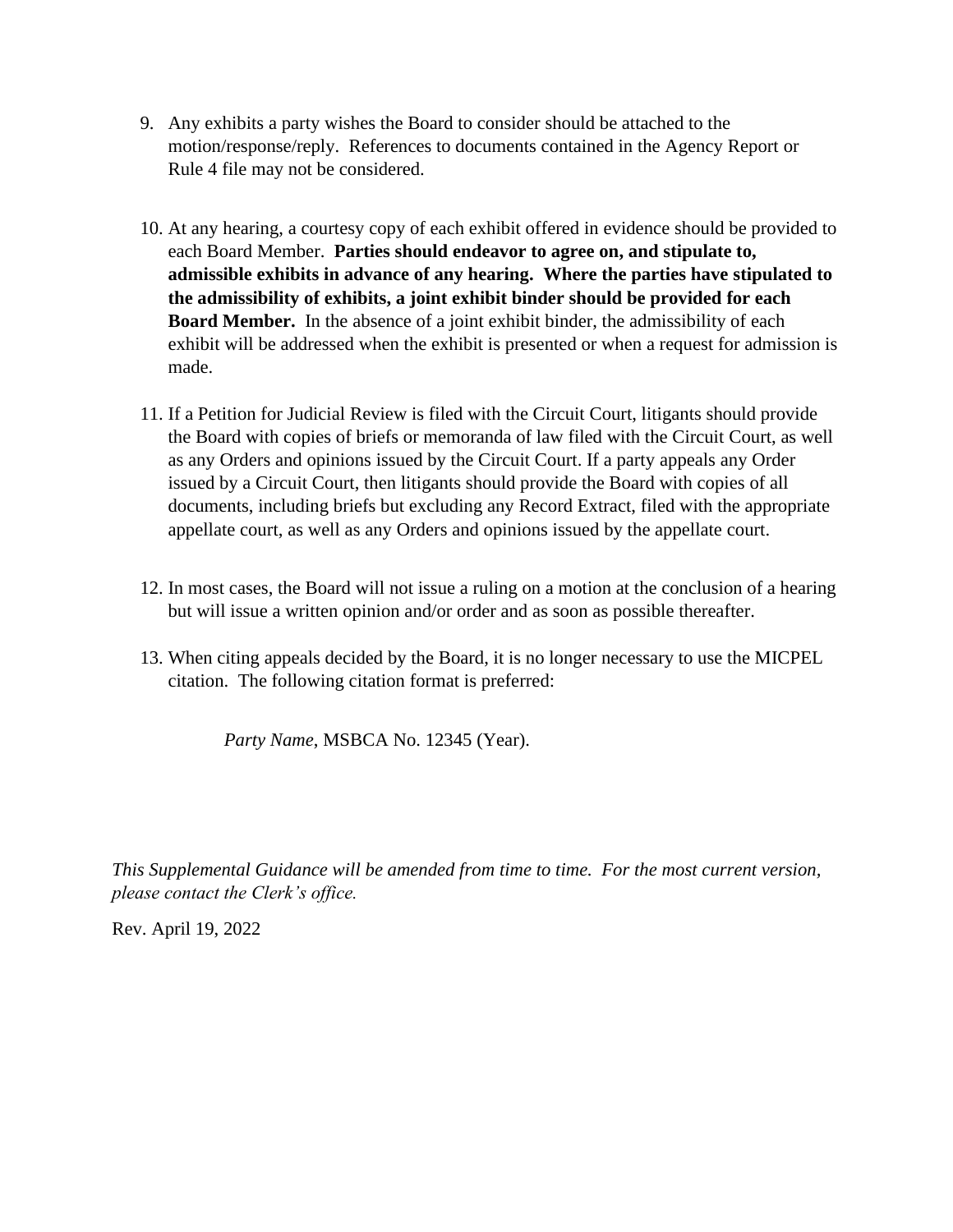9. Any exhibits a party wishes the Board to consider should be attached to the motion/response/reply. References to documents contained in the Agency Report or Rule 4 file may not be considered.

10. At any hearing, a courtesy copy of each exhibit offered in evidence should be provided to each Board Member. **Parties should endeavor to agree on, and stipulate to, admissible exhibits in advance of any hearing. Where the parties have stipulated to the admissibility of exhibits, a joint exhibit binder should be provided for each Board Member.** In the absence of a joint exhibit binder, the admissibility of each exhibit will be addressed when the exhibit is presented or when a request for admission is made.

11. If a Petition for Judicial Review is filed with the Circuit Court, litigants should provide the Board with copies of briefs or memoranda of law filed with the Circuit Court, as well as any Orders and opinions issued by the Circuit Court. If a party appeals any Order issued by a Circuit Court, then litigants should provide the Board with copies of all documents, including briefs but excluding any Record Extract, filed with the appropriate appellate court, as well as any Orders and opinions issued by the appellate court.

12. In most cases, the Board will not issue a ruling on a motion at the conclusion of a hearing but will issue a written opinion and/or order and as soon as possible thereafter.

13. When citing appeals decided by the Board, it is no longer necessary to use the MICPEL citation. The following citation format is preferred:

    *Party Name*, MSBCA No. 12345 (Year).

*This Supplemental Guidance will be amended from time to time. For the most current version, please contact the Clerk's office.*

Rev. April 19, 2022